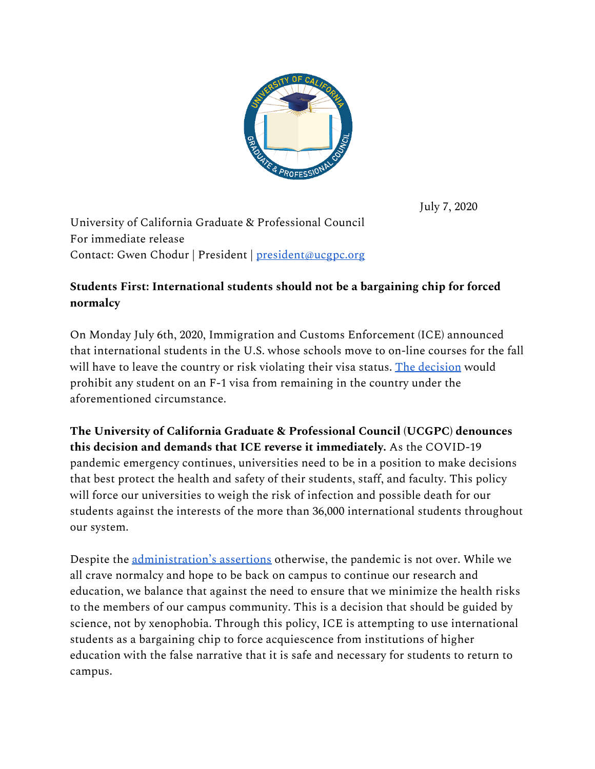July 7, 2020

University of California Graduate & Professional Council
For immediate release
Contact: Gwen Chodur | President | [president@ucgpc.org](mailto:president@ucgpc.org)

**Students First: International students should not be a bargaining chip for forced normalcy**

On Monday July 6th, 2020, Immigration and Customs Enforcement (ICE) announced that international students in the U.S. whose schools move to on-line courses for the fall will have to leave the country or risk violating their visa status. The decision would prohibit any student on an F-1 visa from remaining in the country under the aforementioned circumstance.

**The University of California Graduate & Professional Council (UCGPC) denounces this decision and demands that ICE reverse it immediately.** As the COVID-19 pandemic emergency continues, universities need to be in a position to make decisions that best protect the health and safety of their students, staff, and faculty. This policy will force our universities to weigh the risk of infection and possible death for our students against the interests of the more than 36,000 international students throughout our system.

Despite the administration's assertions otherwise, the pandemic is not over. While we all crave normalcy and hope to be back on campus to continue our research and education, we balance that against the need to ensure that we minimize the health risks to the members of our campus community. This is a decision that should be guided by science, not by xenophobia. Through this policy, ICE is attempting to use international students as a bargaining chip to force acquiescence from institutions of higher education with the false narrative that it is safe and necessary for students to return to campus.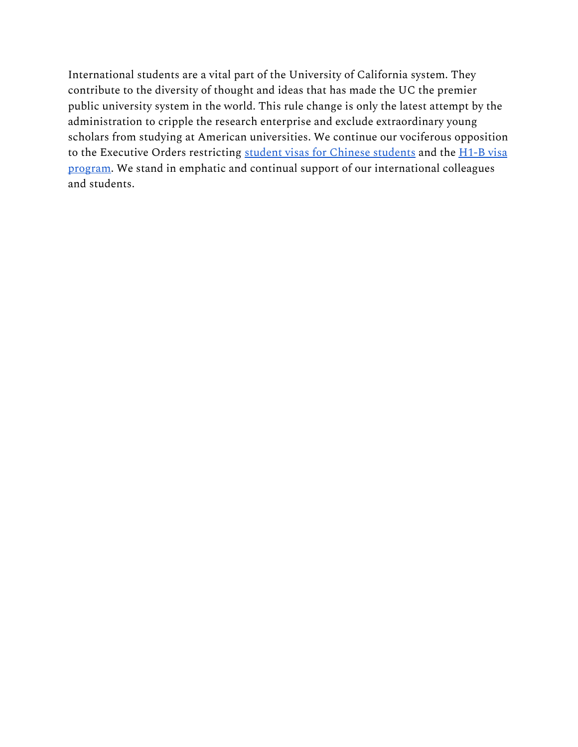International students are a vital part of the University of California system. They contribute to the diversity of thought and ideas that has made the UC the premier public university system in the world. This rule change is only the latest attempt by the administration to cripple the research enterprise and exclude extraordinary young scholars from studying at American universities. We continue our vociferous opposition to the Executive Orders restricting student visas for Chinese students and the H1-B visa program. We stand in emphatic and continual support of our international colleagues and students.